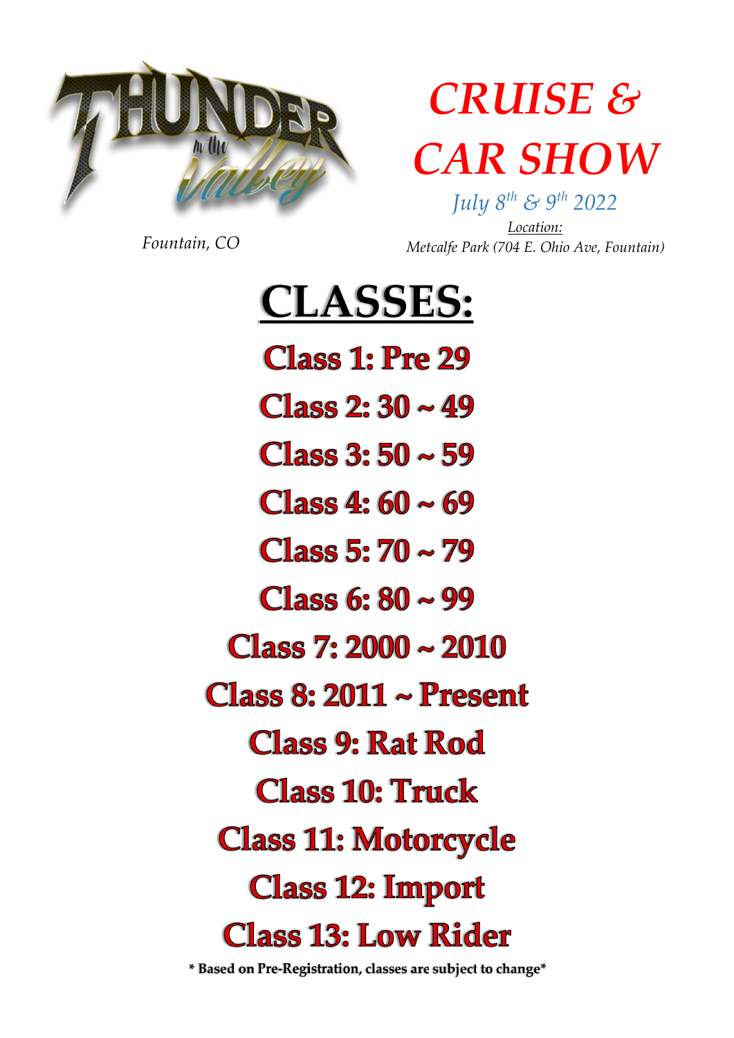THUNDER in the Valley

Fountain, CO

# CRUISE & CAR SHOW

*July 8th & 9th 2022*

*Location:*

*Metcalfe Park (704 E. Ohio Ave, Fountain)*

# CLASSES:

**Class 1: Pre 29**

**Class 2: 30 ~ 49**

**Class 3: 50 ~ 59**

**Class 4: 60 ~ 69**

**Class 5: 70 ~ 79**

**Class 6: 80 ~ 99**

**Class 7: 2000 ~ 2010**

**Class 8: 2011 ~ Present**

**Class 9: Rat Rod**

**Class 10: Truck**

**Class 11: Motorcycle**

**Class 12: Import**

**Class 13: Low Rider**

**\* Based on Pre-Registration, classes are subject to change\***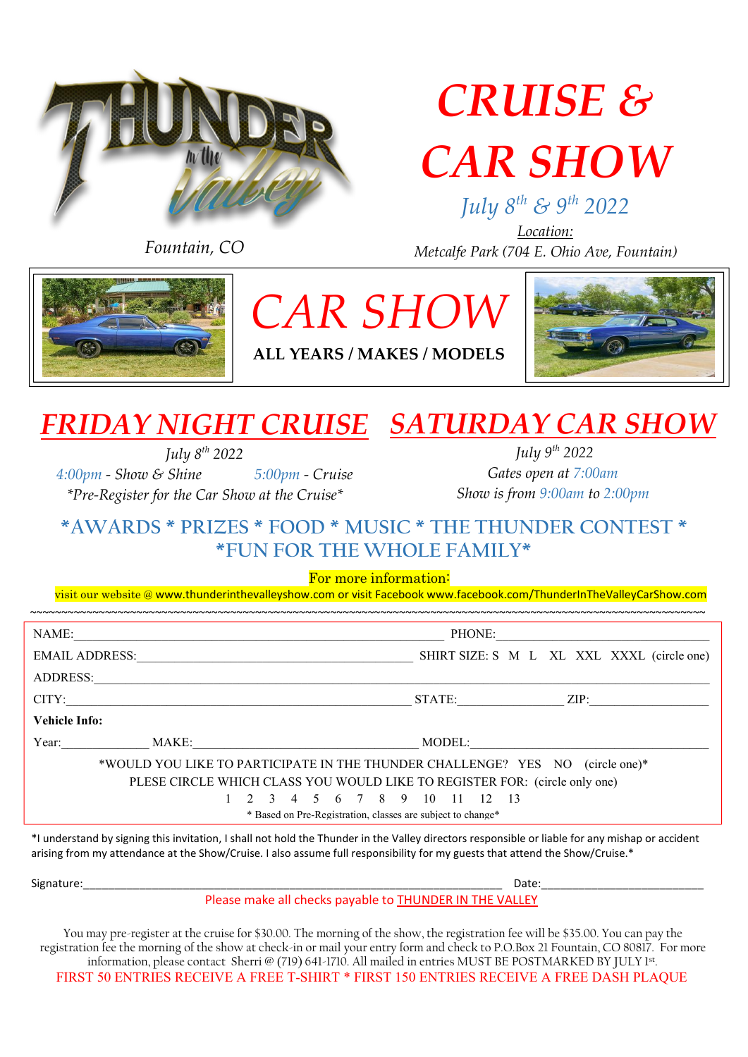# CRUISE & CAR SHOW

*Fountain, CO*

*July 8th & 9th 2022*

*Location:*
*Metcalfe Park (704 E. Ohio Ave, Fountain)*

# CAR SHOW

**ALL YEARS / MAKES / MODELS**

## FRIDAY NIGHT CRUISE

*July 8th 2022*

*4:00pm - Show & Shine* *5:00pm - Cruise*

**Pre-Register for the Car Show at the Cruise*

## SATURDAY CAR SHOW

*July 9th 2022*

*Gates open at 7:00am*

*Show is from 9:00am to 2:00pm*

**AWARDS * PRIZES * FOOD * MUSIC * THE THUNDER CONTEST * *FUN FOR THE WHOLE FAMILY***

For more information:

visit our website @ www.thunderinthevalleyshow.com or visit Facebook www.facebook.com/ThunderInTheValleyCarShow.com

~~~~~~~~~~~~~~~~~~~~~~~~~~~~~~~~~~~~~~~~~~~~~~~~~~~~~~~~~~~~~~~~~~~~~~~~~~~~~~~~~~~~~~~~~~~~~~~~~~~~

NAME:______________________________________________ PHONE:______________________________

EMAIL ADDRESS:__________________________________ SHIRT SIZE: S M L XL XXL XXXL (circle one)

ADDRESS:_________________________________________________________________________________

CITY:______________________________________________ STATE:______________ ZIP:________________

**Vehicle Info:**

Year:____________ MAKE:______________________________ MODEL:______________________________

*WOULD YOU LIKE TO PARTICIPATE IN THE THUNDER CHALLENGE? YES NO (circle one)*

PLESE CIRCLE WHICH CLASS YOU WOULD LIKE TO REGISTER FOR: (circle only one)

1 2 3 4 5 6 7 8 9 10 11 12 13

* Based on Pre-Registration, classes are subject to change*

*I understand by signing this invitation, I shall not hold the Thunder in the Valley directors responsible or liable for any mishap or accident arising from my attendance at the Show/Cruise. I also assume full responsibility for my guests that attend the Show/Cruise.*

Signature:_________________________________________________________________ Date:__________________________

Please make all checks payable to THUNDER IN THE VALLEY

You may pre-register at the cruise for $30.00. The morning of the show, the registration fee will be $35.00. You can pay the registration fee the morning of the show at check-in or mail your entry form and check to P.O.Box 21 Fountain, CO 80817. For more information, please contact Sherri @ (719) 641-1710. All mailed in entries MUST BE POSTMARKED BY JULY 1st.

FIRST 50 ENTRIES RECEIVE A FREE T-SHIRT * FIRST 150 ENTRIES RECEIVE A FREE DASH PLAQUE